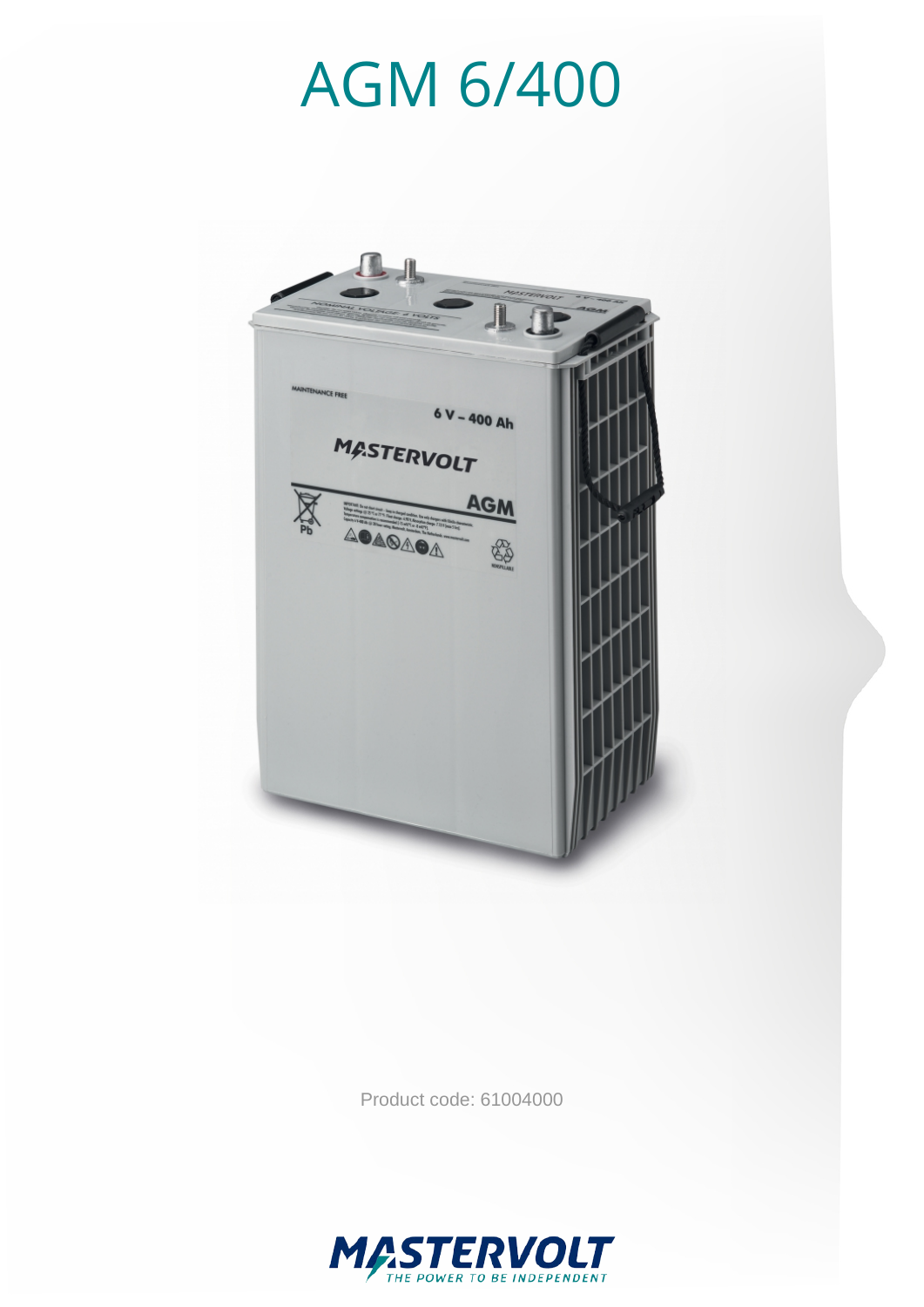# AGM 6/400

Product code: 61004000

MASTERVOLT
THE POWER TO BE INDEPENDENT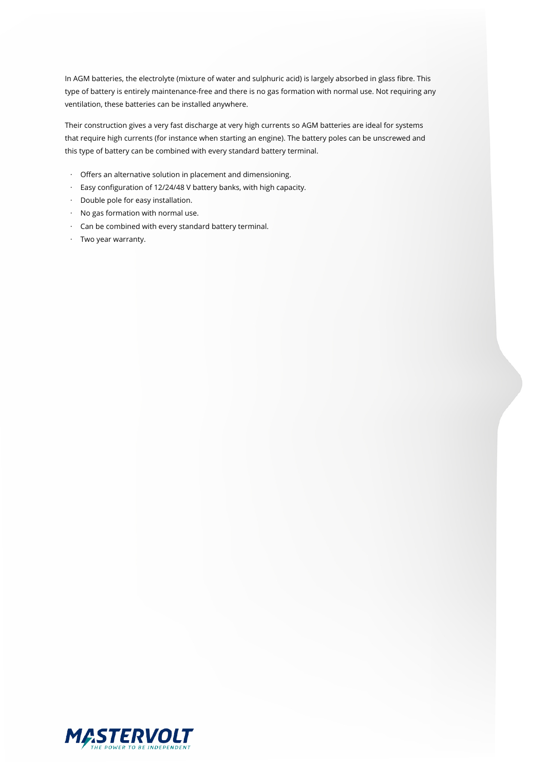In AGM batteries, the electrolyte (mixture of water and sulphuric acid) is largely absorbed in glass fibre. This type of battery is entirely maintenance-free and there is no gas formation with normal use. Not requiring any ventilation, these batteries can be installed anywhere.

Their construction gives a very fast discharge at very high currents so AGM batteries are ideal for systems that require high currents (for instance when starting an engine). The battery poles can be unscrewed and this type of battery can be combined with every standard battery terminal.

- Offers an alternative solution in placement and dimensioning.
- Easy configuration of 12/24/48 V battery banks, with high capacity.
- Double pole for easy installation.
- No gas formation with normal use.
- Can be combined with every standard battery terminal.
- Two year warranty.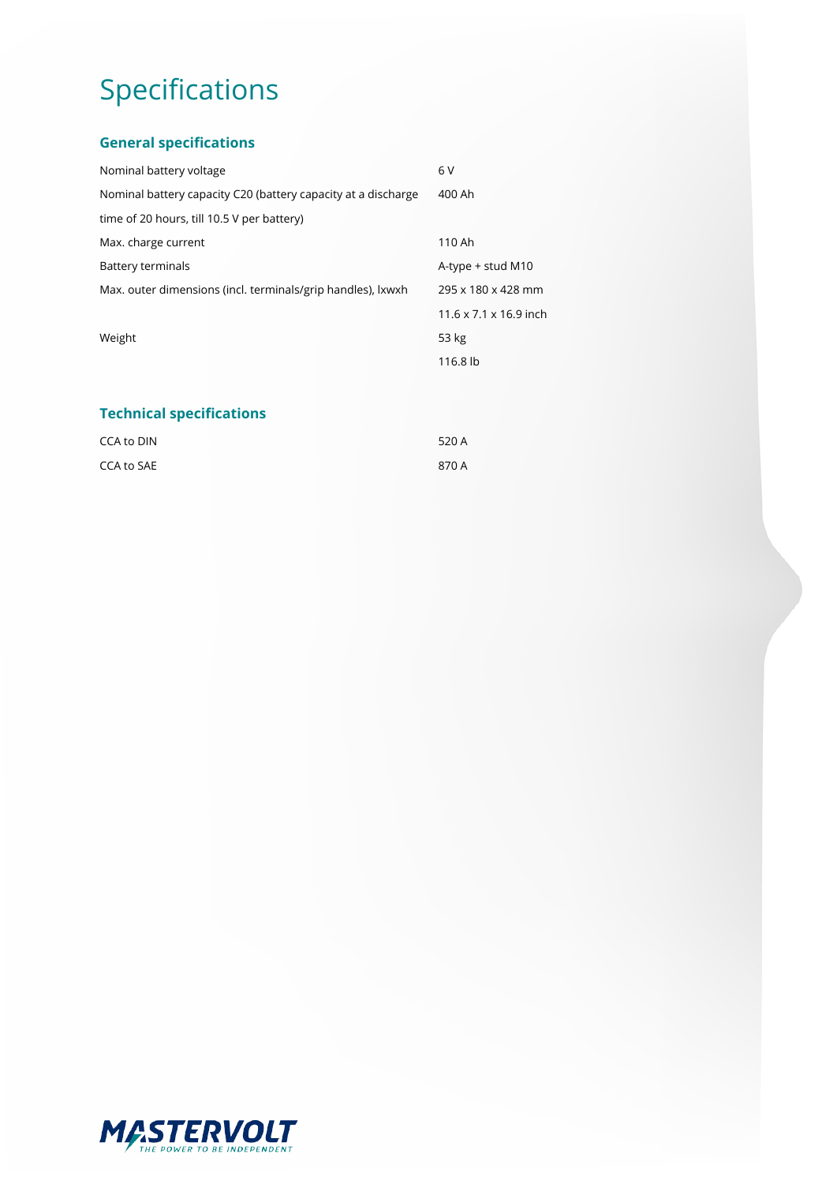# Specifications

## General specifications

| | |
|---|---|
| Nominal battery voltage | 6 V |
| Nominal battery capacity C20 (battery capacity at a discharge time of 20 hours, till 10.5 V per battery) | 400 Ah |
| Max. charge current | 110 Ah |
| Battery terminals | A-type + stud M10 |
| Max. outer dimensions (incl. terminals/grip handles), lxwxh | 295 x 180 x 428 mm<br>11.6 x 7.1 x 16.9 inch |
| Weight | 53 kg<br>116.8 lb |

## Technical specifications

| | |
|---|---|
| CCA to DIN | 520 A |
| CCA to SAE | 870 A |

MASTERVOLT
THE POWER TO BE INDEPENDENT